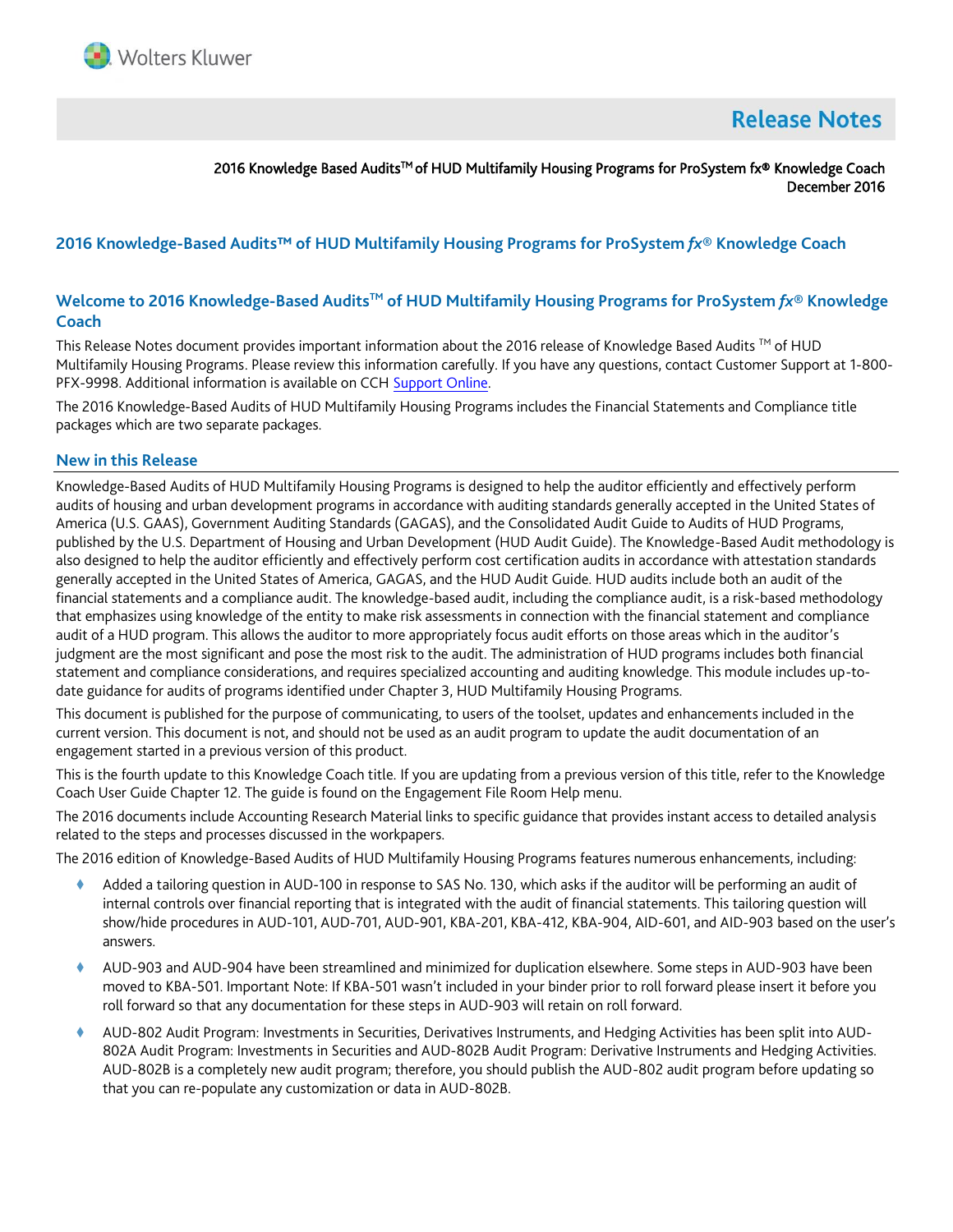# Release Notes

2016 Knowledge Based Audits™ of HUD Multifamily Housing Programs for ProSystem fx® Knowledge Coach
December 2016

## 2016 Knowledge-Based Audits™ of HUD Multifamily Housing Programs for ProSystem *fx*® Knowledge Coach

## Welcome to 2016 Knowledge-Based Audits™ of HUD Multifamily Housing Programs for ProSystem *fx*® Knowledge Coach

This Release Notes document provides important information about the 2016 release of Knowledge Based Audits ™ of HUD Multifamily Housing Programs. Please review this information carefully. If you have any questions, contact Customer Support at 1-800-PFX-9998. Additional information is available on CCH Support Online.

The 2016 Knowledge-Based Audits of HUD Multifamily Housing Programs includes the Financial Statements and Compliance title packages which are two separate packages.

## New in this Release

Knowledge-Based Audits of HUD Multifamily Housing Programs is designed to help the auditor efficiently and effectively perform audits of housing and urban development programs in accordance with auditing standards generally accepted in the United States of America (U.S. GAAS), Government Auditing Standards (GAGAS), and the Consolidated Audit Guide to Audits of HUD Programs, published by the U.S. Department of Housing and Urban Development (HUD Audit Guide). The Knowledge-Based Audit methodology is also designed to help the auditor efficiently and effectively perform cost certification audits in accordance with attestation standards generally accepted in the United States of America, GAGAS, and the HUD Audit Guide. HUD audits include both an audit of the financial statements and a compliance audit. The knowledge-based audit, including the compliance audit, is a risk-based methodology that emphasizes using knowledge of the entity to make risk assessments in connection with the financial statement and compliance audit of a HUD program. This allows the auditor to more appropriately focus audit efforts on those areas which in the auditor's judgment are the most significant and pose the most risk to the audit. The administration of HUD programs includes both financial statement and compliance considerations, and requires specialized accounting and auditing knowledge. This module includes up-to-date guidance for audits of programs identified under Chapter 3, HUD Multifamily Housing Programs.

This document is published for the purpose of communicating, to users of the toolset, updates and enhancements included in the current version. This document is not, and should not be used as an audit program to update the audit documentation of an engagement started in a previous version of this product.

This is the fourth update to this Knowledge Coach title. If you are updating from a previous version of this title, refer to the Knowledge Coach User Guide Chapter 12. The guide is found on the Engagement File Room Help menu.

The 2016 documents include Accounting Research Material links to specific guidance that provides instant access to detailed analysis related to the steps and processes discussed in the workpapers.

The 2016 edition of Knowledge-Based Audits of HUD Multifamily Housing Programs features numerous enhancements, including:

- Added a tailoring question in AUD-100 in response to SAS No. 130, which asks if the auditor will be performing an audit of internal controls over financial reporting that is integrated with the audit of financial statements. This tailoring question will show/hide procedures in AUD-101, AUD-701, AUD-901, KBA-201, KBA-412, KBA-904, AID-601, and AID-903 based on the user's answers.
- AUD-903 and AUD-904 have been streamlined and minimized for duplication elsewhere. Some steps in AUD-903 have been moved to KBA-501. Important Note: If KBA-501 wasn't included in your binder prior to roll forward please insert it before you roll forward so that any documentation for these steps in AUD-903 will retain on roll forward.
- AUD-802 Audit Program: Investments in Securities, Derivatives Instruments, and Hedging Activities has been split into AUD-802A Audit Program: Investments in Securities and AUD-802B Audit Program: Derivative Instruments and Hedging Activities. AUD-802B is a completely new audit program; therefore, you should publish the AUD-802 audit program before updating so that you can re-populate any customization or data in AUD-802B.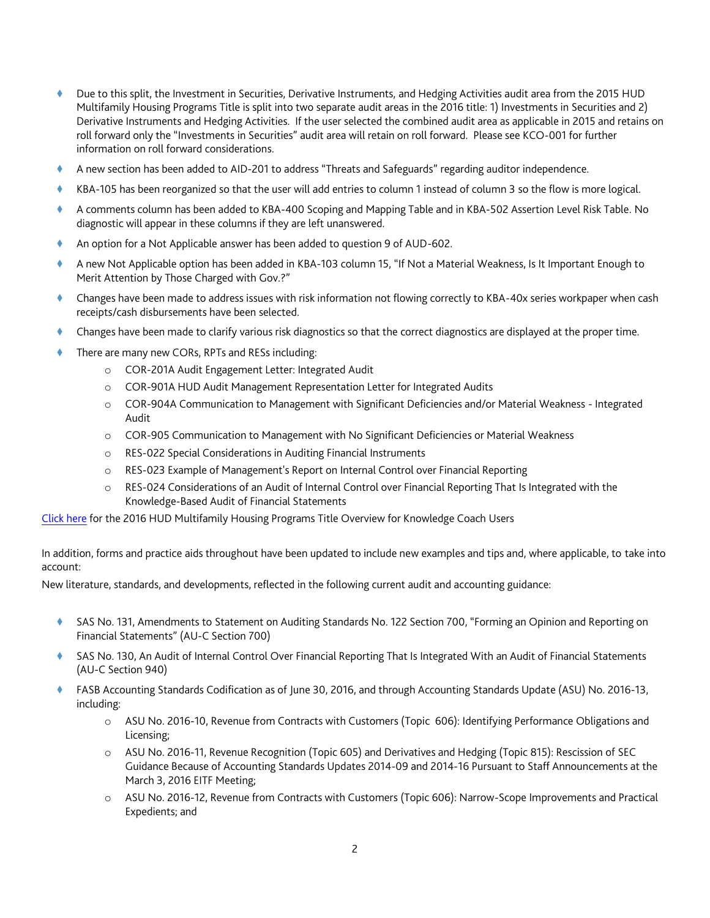- Due to this split, the Investment in Securities, Derivative Instruments, and Hedging Activities audit area from the 2015 HUD Multifamily Housing Programs Title is split into two separate audit areas in the 2016 title: 1) Investments in Securities and 2) Derivative Instruments and Hedging Activities. If the user selected the combined audit area as applicable in 2015 and retains on roll forward only the "Investments in Securities" audit area will retain on roll forward. Please see KCO-001 for further information on roll forward considerations.
- A new section has been added to AID-201 to address "Threats and Safeguards" regarding auditor independence.
- KBA-105 has been reorganized so that the user will add entries to column 1 instead of column 3 so the flow is more logical.
- A comments column has been added to KBA-400 Scoping and Mapping Table and in KBA-502 Assertion Level Risk Table. No diagnostic will appear in these columns if they are left unanswered.
- An option for a Not Applicable answer has been added to question 9 of AUD-602.
- A new Not Applicable option has been added in KBA-103 column 15, "If Not a Material Weakness, Is It Important Enough to Merit Attention by Those Charged with Gov.?"
- Changes have been made to address issues with risk information not flowing correctly to KBA-40x series workpaper when cash receipts/cash disbursements have been selected.
- Changes have been made to clarify various risk diagnostics so that the correct diagnostics are displayed at the proper time.
- There are many new CORs, RPTs and RESs including:
  - COR-201A Audit Engagement Letter: Integrated Audit
  - COR-901A HUD Audit Management Representation Letter for Integrated Audits
  - COR-904A Communication to Management with Significant Deficiencies and/or Material Weakness - Integrated Audit
  - COR-905 Communication to Management with No Significant Deficiencies or Material Weakness
  - RES-022 Special Considerations in Auditing Financial Instruments
  - RES-023 Example of Management's Report on Internal Control over Financial Reporting
  - RES-024 Considerations of an Audit of Internal Control over Financial Reporting That Is Integrated with the Knowledge-Based Audit of Financial Statements

Click here for the 2016 HUD Multifamily Housing Programs Title Overview for Knowledge Coach Users

In addition, forms and practice aids throughout have been updated to include new examples and tips and, where applicable, to take into account:

New literature, standards, and developments, reflected in the following current audit and accounting guidance:

- SAS No. 131, Amendments to Statement on Auditing Standards No. 122 Section 700, "Forming an Opinion and Reporting on Financial Statements" (AU-C Section 700)
- SAS No. 130, An Audit of Internal Control Over Financial Reporting That Is Integrated With an Audit of Financial Statements (AU-C Section 940)
- FASB Accounting Standards Codification as of June 30, 2016, and through Accounting Standards Update (ASU) No. 2016-13, including:
  - ASU No. 2016-10, Revenue from Contracts with Customers (Topic 606): Identifying Performance Obligations and Licensing;
  - ASU No. 2016-11, Revenue Recognition (Topic 605) and Derivatives and Hedging (Topic 815): Rescission of SEC Guidance Because of Accounting Standards Updates 2014-09 and 2014-16 Pursuant to Staff Announcements at the March 3, 2016 EITF Meeting;
  - ASU No. 2016-12, Revenue from Contracts with Customers (Topic 606): Narrow-Scope Improvements and Practical Expedients; and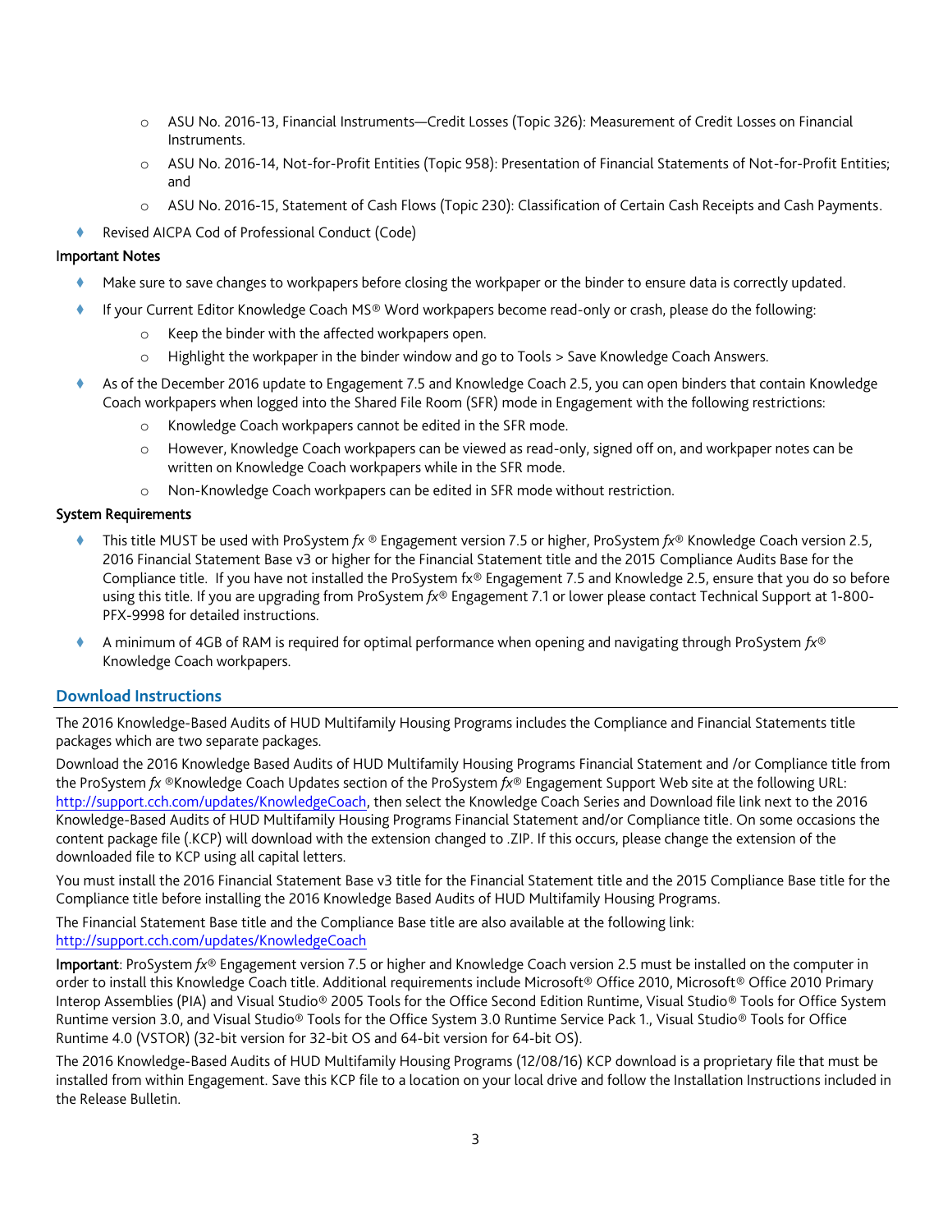- ASU No. 2016-13, Financial Instruments—Credit Losses (Topic 326): Measurement of Credit Losses on Financial Instruments.
  - ASU No. 2016-14, Not-for-Profit Entities (Topic 958): Presentation of Financial Statements of Not-for-Profit Entities; and
  - ASU No. 2016-15, Statement of Cash Flows (Topic 230): Classification of Certain Cash Receipts and Cash Payments.
- Revised AICPA Cod of Professional Conduct (Code)

**Important Notes**

- Make sure to save changes to workpapers before closing the workpaper or the binder to ensure data is correctly updated.
- If your Current Editor Knowledge Coach MS® Word workpapers become read-only or crash, please do the following:
  - Keep the binder with the affected workpapers open.
  - Highlight the workpaper in the binder window and go to Tools > Save Knowledge Coach Answers.
- As of the December 2016 update to Engagement 7.5 and Knowledge Coach 2.5, you can open binders that contain Knowledge Coach workpapers when logged into the Shared File Room (SFR) mode in Engagement with the following restrictions:
  - Knowledge Coach workpapers cannot be edited in the SFR mode.
  - However, Knowledge Coach workpapers can be viewed as read-only, signed off on, and workpaper notes can be written on Knowledge Coach workpapers while in the SFR mode.
  - Non-Knowledge Coach workpapers can be edited in SFR mode without restriction.

**System Requirements**

- This title MUST be used with ProSystem *fx* ® Engagement version 7.5 or higher, ProSystem *fx*® Knowledge Coach version 2.5, 2016 Financial Statement Base v3 or higher for the Financial Statement title and the 2015 Compliance Audits Base for the Compliance title. If you have not installed the ProSystem fx® Engagement 7.5 and Knowledge 2.5, ensure that you do so before using this title. If you are upgrading from ProSystem *fx*® Engagement 7.1 or lower please contact Technical Support at 1-800-PFX-9998 for detailed instructions.
- A minimum of 4GB of RAM is required for optimal performance when opening and navigating through ProSystem *fx*® Knowledge Coach workpapers.

## Download Instructions

The 2016 Knowledge-Based Audits of HUD Multifamily Housing Programs includes the Compliance and Financial Statements title packages which are two separate packages.

Download the 2016 Knowledge Based Audits of HUD Multifamily Housing Programs Financial Statement and /or Compliance title from the ProSystem *fx* ®Knowledge Coach Updates section of the ProSystem *fx*® Engagement Support Web site at the following URL: http://support.cch.com/updates/KnowledgeCoach, then select the Knowledge Coach Series and Download file link next to the 2016 Knowledge-Based Audits of HUD Multifamily Housing Programs Financial Statement and/or Compliance title. On some occasions the content package file (.KCP) will download with the extension changed to .ZIP. If this occurs, please change the extension of the downloaded file to KCP using all capital letters.

You must install the 2016 Financial Statement Base v3 title for the Financial Statement title and the 2015 Compliance Base title for the Compliance title before installing the 2016 Knowledge Based Audits of HUD Multifamily Housing Programs.

The Financial Statement Base title and the Compliance Base title are also available at the following link: http://support.cch.com/updates/KnowledgeCoach

**Important**: ProSystem *fx*® Engagement version 7.5 or higher and Knowledge Coach version 2.5 must be installed on the computer in order to install this Knowledge Coach title. Additional requirements include Microsoft® Office 2010, Microsoft® Office 2010 Primary Interop Assemblies (PIA) and Visual Studio® 2005 Tools for the Office Second Edition Runtime, Visual Studio® Tools for Office System Runtime version 3.0, and Visual Studio® Tools for the Office System 3.0 Runtime Service Pack 1., Visual Studio® Tools for Office Runtime 4.0 (VSTOR) (32-bit version for 32-bit OS and 64-bit version for 64-bit OS).

The 2016 Knowledge-Based Audits of HUD Multifamily Housing Programs (12/08/16) KCP download is a proprietary file that must be installed from within Engagement. Save this KCP file to a location on your local drive and follow the Installation Instructions included in the Release Bulletin.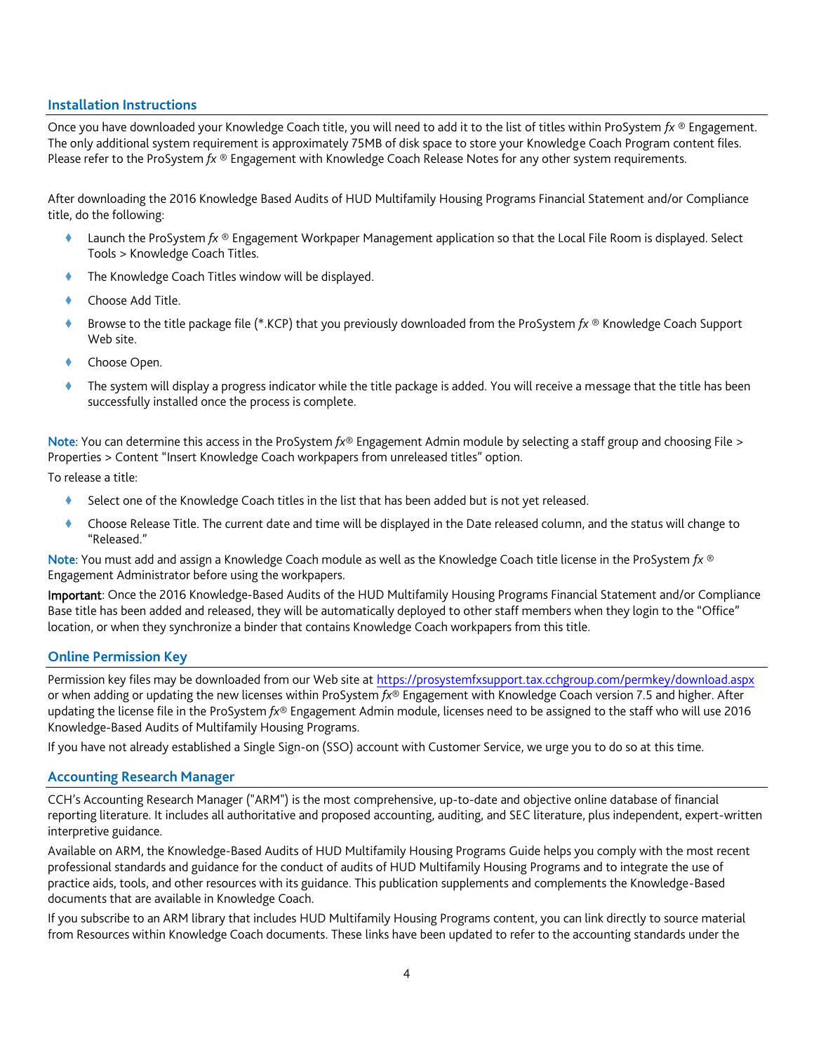## Installation Instructions

Once you have downloaded your Knowledge Coach title, you will need to add it to the list of titles within ProSystem *fx* ® Engagement. The only additional system requirement is approximately 75MB of disk space to store your Knowledge Coach Program content files. Please refer to the ProSystem *fx* ® Engagement with Knowledge Coach Release Notes for any other system requirements.

After downloading the 2016 Knowledge Based Audits of HUD Multifamily Housing Programs Financial Statement and/or Compliance title, do the following:

- Launch the ProSystem *fx* ® Engagement Workpaper Management application so that the Local File Room is displayed. Select Tools > Knowledge Coach Titles.
- The Knowledge Coach Titles window will be displayed.
- Choose Add Title.
- Browse to the title package file (*.KCP) that you previously downloaded from the ProSystem *fx* ® Knowledge Coach Support Web site.
- Choose Open.
- The system will display a progress indicator while the title package is added. You will receive a message that the title has been successfully installed once the process is complete.

Note: You can determine this access in the ProSystem *fx*® Engagement Admin module by selecting a staff group and choosing File > Properties > Content "Insert Knowledge Coach workpapers from unreleased titles" option.

To release a title:

- Select one of the Knowledge Coach titles in the list that has been added but is not yet released.
- Choose Release Title. The current date and time will be displayed in the Date released column, and the status will change to "Released."

Note: You must add and assign a Knowledge Coach module as well as the Knowledge Coach title license in the ProSystem *fx* ® Engagement Administrator before using the workpapers.

**Important**: Once the 2016 Knowledge-Based Audits of the HUD Multifamily Housing Programs Financial Statement and/or Compliance Base title has been added and released, they will be automatically deployed to other staff members when they login to the "Office" location, or when they synchronize a binder that contains Knowledge Coach workpapers from this title.

## Online Permission Key

Permission key files may be downloaded from our Web site at https://prosystemfxsupport.tax.cchgroup.com/permkey/download.aspx or when adding or updating the new licenses within ProSystem *fx*® Engagement with Knowledge Coach version 7.5 and higher. After updating the license file in the ProSystem *fx*® Engagement Admin module, licenses need to be assigned to the staff who will use 2016 Knowledge-Based Audits of Multifamily Housing Programs.

If you have not already established a Single Sign-on (SSO) account with Customer Service, we urge you to do so at this time.

## Accounting Research Manager

CCH's Accounting Research Manager ("ARM") is the most comprehensive, up-to-date and objective online database of financial reporting literature. It includes all authoritative and proposed accounting, auditing, and SEC literature, plus independent, expert-written interpretive guidance.

Available on ARM, the Knowledge-Based Audits of HUD Multifamily Housing Programs Guide helps you comply with the most recent professional standards and guidance for the conduct of audits of HUD Multifamily Housing Programs and to integrate the use of practice aids, tools, and other resources with its guidance. This publication supplements and complements the Knowledge-Based documents that are available in Knowledge Coach.

If you subscribe to an ARM library that includes HUD Multifamily Housing Programs content, you can link directly to source material from Resources within Knowledge Coach documents. These links have been updated to refer to the accounting standards under the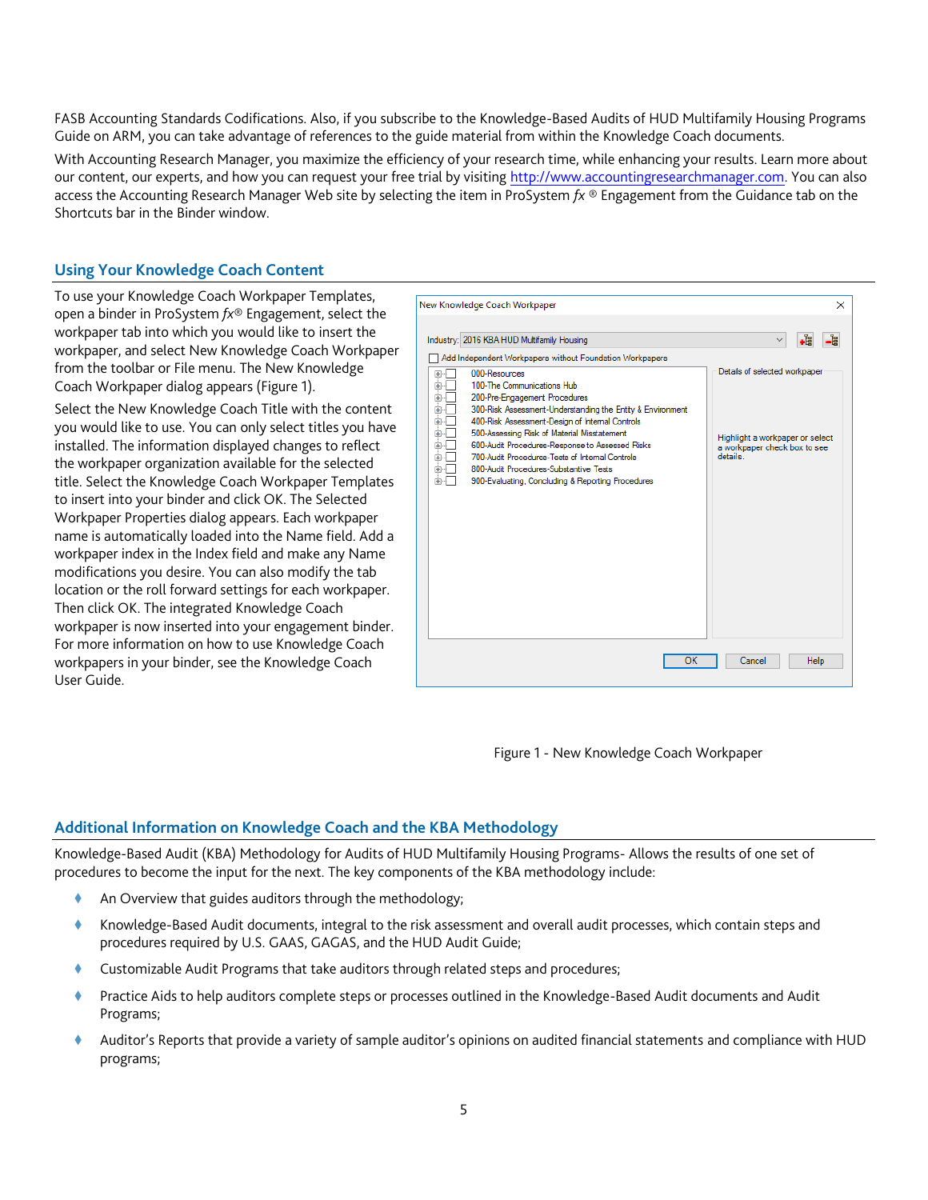FASB Accounting Standards Codifications. Also, if you subscribe to the Knowledge-Based Audits of HUD Multifamily Housing Programs Guide on ARM, you can take advantage of references to the guide material from within the Knowledge Coach documents.

With Accounting Research Manager, you maximize the efficiency of your research time, while enhancing your results. Learn more about our content, our experts, and how you can request your free trial by visiting http://www.accountingresearchmanager.com. You can also access the Accounting Research Manager Web site by selecting the item in ProSystem *fx* ® Engagement from the Guidance tab on the Shortcuts bar in the Binder window.

## Using Your Knowledge Coach Content

To use your Knowledge Coach Workpaper Templates, open a binder in ProSystem *fx*® Engagement, select the workpaper tab into which you would like to insert the workpaper, and select New Knowledge Coach Workpaper from the toolbar or File menu. The New Knowledge Coach Workpaper dialog appears (Figure 1).

Select the New Knowledge Coach Title with the content you would like to use. You can only select titles you have installed. The information displayed changes to reflect the workpaper organization available for the selected title. Select the Knowledge Coach Workpaper Templates to insert into your binder and click OK. The Selected Workpaper Properties dialog appears. Each workpaper name is automatically loaded into the Name field. Add a workpaper index in the Index field and make any Name modifications you desire. You can also modify the tab location or the roll forward settings for each workpaper. Then click OK. The integrated Knowledge Coach workpaper is now inserted into your engagement binder. For more information on how to use Knowledge Coach workpapers in your binder, see the Knowledge Coach User Guide.

New Knowledge Coach Workpaper

Industry: 2016 KBA HUD Multifamily Housing

Add Independent Workpapers without Foundation Workpapers

- 000-Resources
- 100-The Communications Hub
- 200-Pre-Engagement Procedures
- 300-Risk Assessment-Understanding the Entity & Environment
- 400-Risk Assessment-Design of Internal Controls
- 500-Assessing Risk of Material Misstatement
- 600-Audit Procedures-Response to Assessed Risks
- 700-Audit Procedures-Tests of Internal Controls
- 800-Audit Procedures-Substantive Tests
- 900-Evaluating, Concluding & Reporting Procedures

Details of selected workpaper

Highlight a workpaper or select a workpaper check box to see details.

OK Cancel Help

Figure 1 - New Knowledge Coach Workpaper

## Additional Information on Knowledge Coach and the KBA Methodology

Knowledge-Based Audit (KBA) Methodology for Audits of HUD Multifamily Housing Programs- Allows the results of one set of procedures to become the input for the next. The key components of the KBA methodology include:

- An Overview that guides auditors through the methodology;
- Knowledge-Based Audit documents, integral to the risk assessment and overall audit processes, which contain steps and procedures required by U.S. GAAS, GAGAS, and the HUD Audit Guide;
- Customizable Audit Programs that take auditors through related steps and procedures;
- Practice Aids to help auditors complete steps or processes outlined in the Knowledge-Based Audit documents and Audit Programs;
- Auditor's Reports that provide a variety of sample auditor's opinions on audited financial statements and compliance with HUD programs;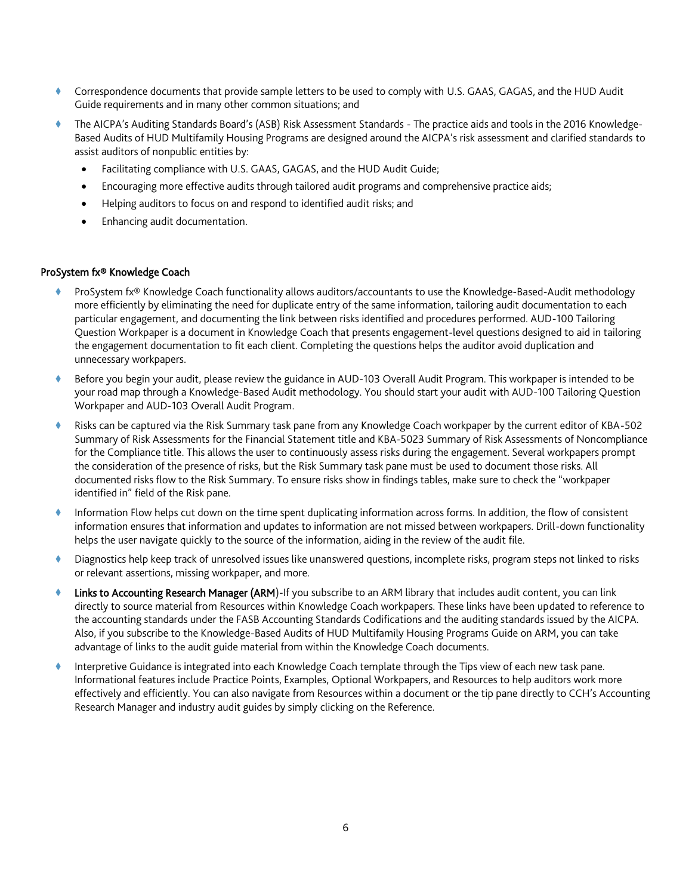- Correspondence documents that provide sample letters to be used to comply with U.S. GAAS, GAGAS, and the HUD Audit Guide requirements and in many other common situations; and
- The AICPA's Auditing Standards Board's (ASB) Risk Assessment Standards - The practice aids and tools in the 2016 Knowledge-Based Audits of HUD Multifamily Housing Programs are designed around the AICPA's risk assessment and clarified standards to assist auditors of nonpublic entities by:
  - Facilitating compliance with U.S. GAAS, GAGAS, and the HUD Audit Guide;
  - Encouraging more effective audits through tailored audit programs and comprehensive practice aids;
  - Helping auditors to focus on and respond to identified audit risks; and
  - Enhancing audit documentation.

### ProSystem fx® Knowledge Coach

- ProSystem fx® Knowledge Coach functionality allows auditors/accountants to use the Knowledge-Based-Audit methodology more efficiently by eliminating the need for duplicate entry of the same information, tailoring audit documentation to each particular engagement, and documenting the link between risks identified and procedures performed. AUD-100 Tailoring Question Workpaper is a document in Knowledge Coach that presents engagement-level questions designed to aid in tailoring the engagement documentation to fit each client. Completing the questions helps the auditor avoid duplication and unnecessary workpapers.
- Before you begin your audit, please review the guidance in AUD-103 Overall Audit Program. This workpaper is intended to be your road map through a Knowledge-Based Audit methodology. You should start your audit with AUD-100 Tailoring Question Workpaper and AUD-103 Overall Audit Program.
- Risks can be captured via the Risk Summary task pane from any Knowledge Coach workpaper by the current editor of KBA-502 Summary of Risk Assessments for the Financial Statement title and KBA-5023 Summary of Risk Assessments of Noncompliance for the Compliance title. This allows the user to continuously assess risks during the engagement. Several workpapers prompt the consideration of the presence of risks, but the Risk Summary task pane must be used to document those risks. All documented risks flow to the Risk Summary. To ensure risks show in findings tables, make sure to check the "workpaper identified in" field of the Risk pane.
- Information Flow helps cut down on the time spent duplicating information across forms. In addition, the flow of consistent information ensures that information and updates to information are not missed between workpapers. Drill-down functionality helps the user navigate quickly to the source of the information, aiding in the review of the audit file.
- Diagnostics help keep track of unresolved issues like unanswered questions, incomplete risks, program steps not linked to risks or relevant assertions, missing workpaper, and more.
- **Links to Accounting Research Manager (ARM)**-If you subscribe to an ARM library that includes audit content, you can link directly to source material from Resources within Knowledge Coach workpapers. These links have been updated to reference to the accounting standards under the FASB Accounting Standards Codifications and the auditing standards issued by the AICPA. Also, if you subscribe to the Knowledge-Based Audits of HUD Multifamily Housing Programs Guide on ARM, you can take advantage of links to the audit guide material from within the Knowledge Coach documents.
- Interpretive Guidance is integrated into each Knowledge Coach template through the Tips view of each new task pane. Informational features include Practice Points, Examples, Optional Workpapers, and Resources to help auditors work more effectively and efficiently. You can also navigate from Resources within a document or the tip pane directly to CCH's Accounting Research Manager and industry audit guides by simply clicking on the Reference.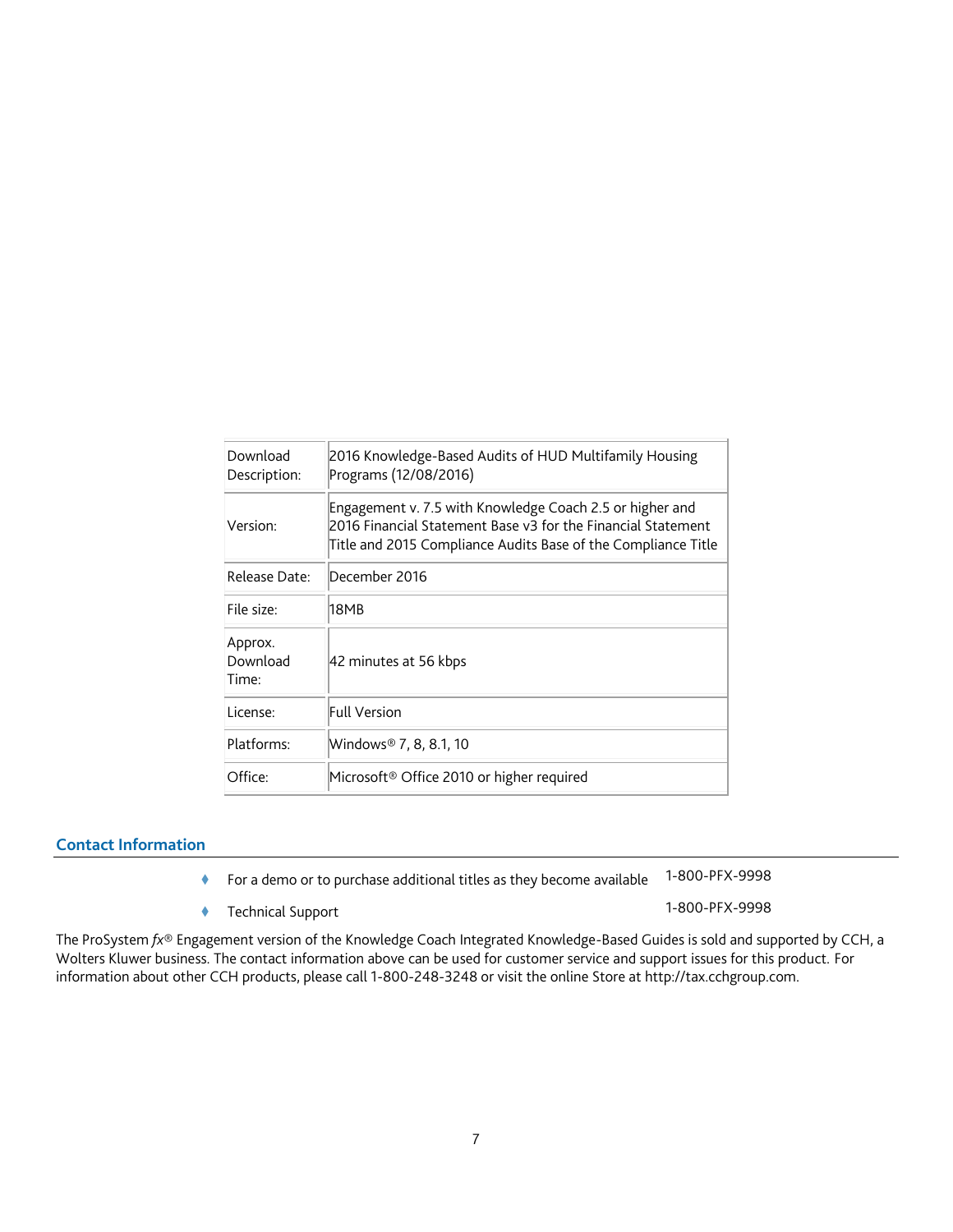| | |
|---|---|
| Download Description: | 2016 Knowledge-Based Audits of HUD Multifamily Housing Programs (12/08/2016) |
| Version: | Engagement v. 7.5 with Knowledge Coach 2.5 or higher and 2016 Financial Statement Base v3 for the Financial Statement Title and 2015 Compliance Audits Base of the Compliance Title |
| Release Date: | December 2016 |
| File size: | 18MB |
| Approx. Download Time: | 42 minutes at 56 kbps |
| License: | Full Version |
| Platforms: | Windows® 7, 8, 8.1, 10 |
| Office: | Microsoft® Office 2010 or higher required |

## Contact Information

- For a demo or to purchase additional titles as they become available 1-800-PFX-9998
- Technical Support 1-800-PFX-9998

The ProSystem *fx*® Engagement version of the Knowledge Coach Integrated Knowledge-Based Guides is sold and supported by CCH, a Wolters Kluwer business. The contact information above can be used for customer service and support issues for this product. For information about other CCH products, please call 1-800-248-3248 or visit the online Store at http://tax.cchgroup.com.